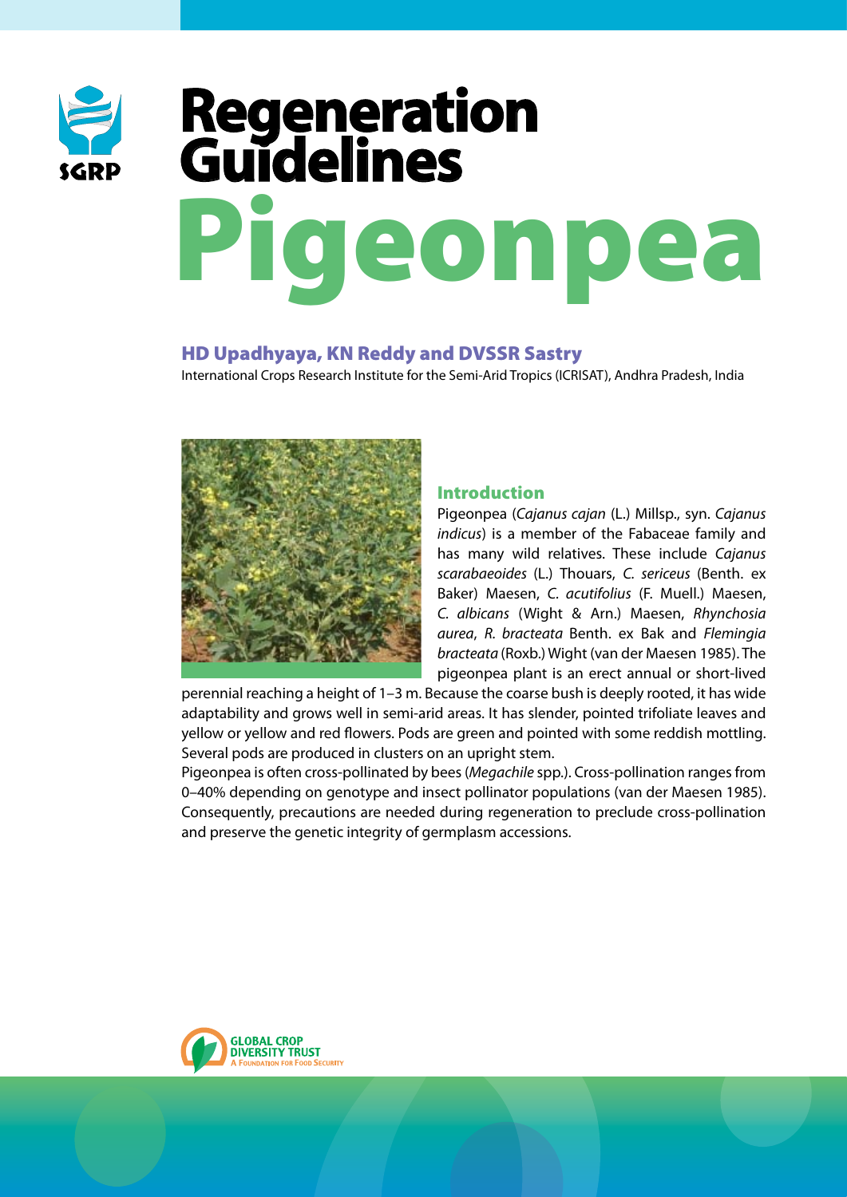SGRP

# Regeneration Guidelines Pigeonpea

**HD Upadhyaya, KN Reddy and DVSSR Sastry**

International Crops Research Institute for the Semi-Arid Tropics (ICRISAT), Andhra Pradesh, India

## Introduction

Pigeonpea (*Cajanus cajan* (L.) Millsp., syn. *Cajanus indicus*) is a member of the Fabaceae family and has many wild relatives. These include *Cajanus scarabaeoides* (L.) Thouars, *C. sericeus* (Benth. ex Baker) Maesen, *C. acutifolius* (F. Muell.) Maesen, *C. albicans* (Wight & Arn.) Maesen, *Rhynchosia aurea*, *R. bracteata* Benth. ex Bak and *Flemingia bracteata* (Roxb.) Wight (van der Maesen 1985). The pigeonpea plant is an erect annual or short-lived perennial reaching a height of 1–3 m. Because the coarse bush is deeply rooted, it has wide adaptability and grows well in semi-arid areas. It has slender, pointed trifoliate leaves and yellow or yellow and red flowers. Pods are green and pointed with some reddish mottling. Several pods are produced in clusters on an upright stem.

Pigeonpea is often cross-pollinated by bees (*Megachile* spp.). Cross-pollination ranges from 0–40% depending on genotype and insect pollinator populations (van der Maesen 1985). Consequently, precautions are needed during regeneration to preclude cross-pollination and preserve the genetic integrity of germplasm accessions.

GLOBAL CROP DIVERSITY TRUST
A FOUNDATION FOR FOOD SECURITY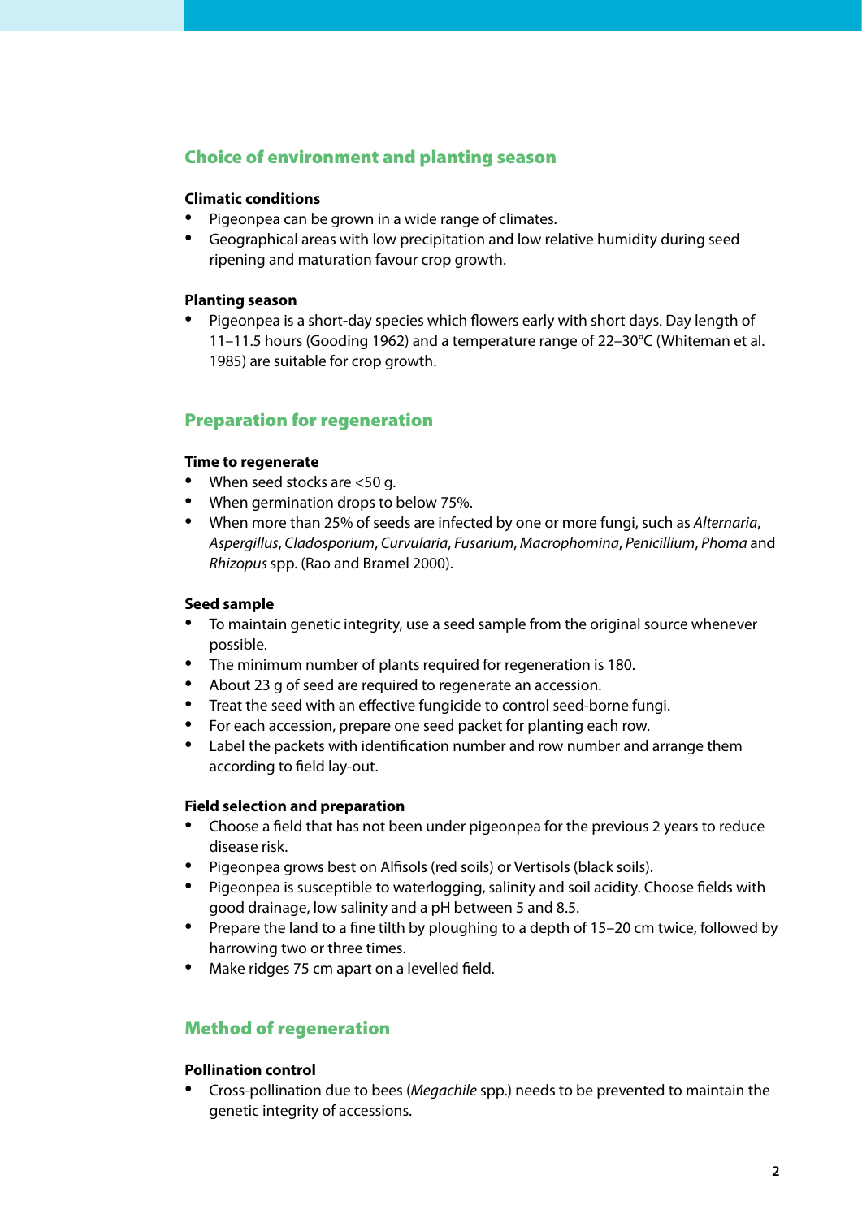## Choice of environment and planting season

### Climatic conditions

- Pigeonpea can be grown in a wide range of climates.
- Geographical areas with low precipitation and low relative humidity during seed ripening and maturation favour crop growth.

### Planting season

- Pigeonpea is a short-day species which flowers early with short days. Day length of 11–11.5 hours (Gooding 1962) and a temperature range of 22–30°C (Whiteman et al. 1985) are suitable for crop growth.

## Preparation for regeneration

### Time to regenerate

- When seed stocks are <50 g.
- When germination drops to below 75%.
- When more than 25% of seeds are infected by one or more fungi, such as *Alternaria*, *Aspergillus*, *Cladosporium*, *Curvularia*, *Fusarium*, *Macrophomina*, *Penicillium*, *Phoma* and *Rhizopus* spp. (Rao and Bramel 2000).

### Seed sample

- To maintain genetic integrity, use a seed sample from the original source whenever possible.
- The minimum number of plants required for regeneration is 180.
- About 23 g of seed are required to regenerate an accession.
- Treat the seed with an effective fungicide to control seed-borne fungi.
- For each accession, prepare one seed packet for planting each row.
- Label the packets with identification number and row number and arrange them according to field lay-out.

### Field selection and preparation

- Choose a field that has not been under pigeonpea for the previous 2 years to reduce disease risk.
- Pigeonpea grows best on Alfisols (red soils) or Vertisols (black soils).
- Pigeonpea is susceptible to waterlogging, salinity and soil acidity. Choose fields with good drainage, low salinity and a pH between 5 and 8.5.
- Prepare the land to a fine tilth by ploughing to a depth of 15–20 cm twice, followed by harrowing two or three times.
- Make ridges 75 cm apart on a levelled field.

## Method of regeneration

### Pollination control

- Cross-pollination due to bees (*Megachile* spp.) needs to be prevented to maintain the genetic integrity of accessions.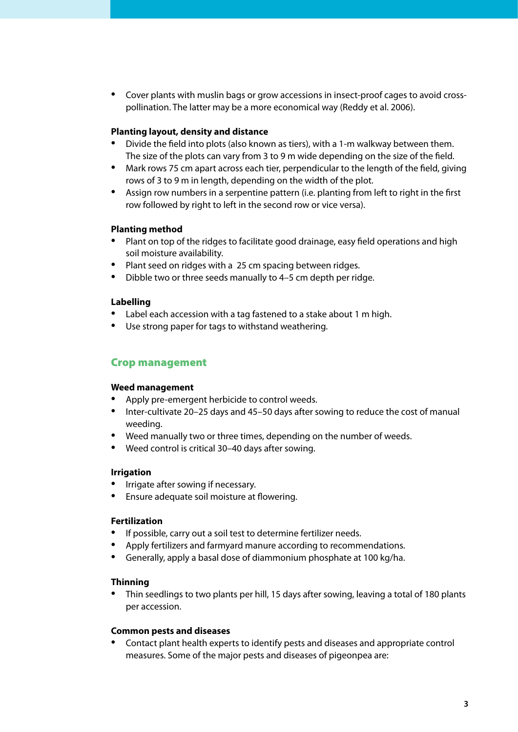- Cover plants with muslin bags or grow accessions in insect-proof cages to avoid cross-pollination. The latter may be a more economical way (Reddy et al. 2006).

**Planting layout, density and distance**

- Divide the field into plots (also known as tiers), with a 1-m walkway between them. The size of the plots can vary from 3 to 9 m wide depending on the size of the field.
- Mark rows 75 cm apart across each tier, perpendicular to the length of the field, giving rows of 3 to 9 m in length, depending on the width of the plot.
- Assign row numbers in a serpentine pattern (i.e. planting from left to right in the first row followed by right to left in the second row or vice versa).

**Planting method**

- Plant on top of the ridges to facilitate good drainage, easy field operations and high soil moisture availability.
- Plant seed on ridges with a 25 cm spacing between ridges.
- Dibble two or three seeds manually to 4–5 cm depth per ridge.

**Labelling**

- Label each accession with a tag fastened to a stake about 1 m high.
- Use strong paper for tags to withstand weathering.

## Crop management

**Weed management**

- Apply pre-emergent herbicide to control weeds.
- Inter-cultivate 20–25 days and 45–50 days after sowing to reduce the cost of manual weeding.
- Weed manually two or three times, depending on the number of weeds.
- Weed control is critical 30–40 days after sowing.

**Irrigation**

- Irrigate after sowing if necessary.
- Ensure adequate soil moisture at flowering.

**Fertilization**

- If possible, carry out a soil test to determine fertilizer needs.
- Apply fertilizers and farmyard manure according to recommendations.
- Generally, apply a basal dose of diammonium phosphate at 100 kg/ha.

**Thinning**

- Thin seedlings to two plants per hill, 15 days after sowing, leaving a total of 180 plants per accession.

**Common pests and diseases**

- Contact plant health experts to identify pests and diseases and appropriate control measures. Some of the major pests and diseases of pigeonpea are: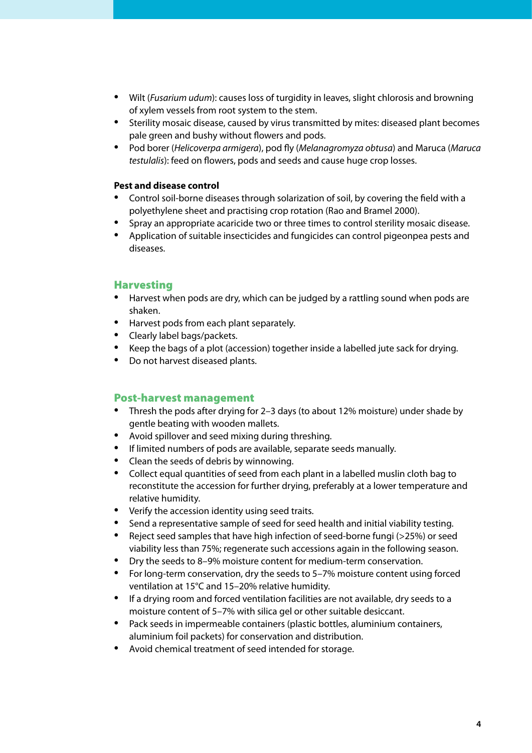- Wilt (*Fusarium udum*): causes loss of turgidity in leaves, slight chlorosis and browning of xylem vessels from root system to the stem.
- Sterility mosaic disease, caused by virus transmitted by mites: diseased plant becomes pale green and bushy without flowers and pods.
- Pod borer (*Helicoverpa armigera*), pod fly (*Melanagromyza obtusa*) and Maruca (*Maruca testulalis*): feed on flowers, pods and seeds and cause huge crop losses.

**Pest and disease control**

- Control soil-borne diseases through solarization of soil, by covering the field with a polyethylene sheet and practising crop rotation (Rao and Bramel 2000).
- Spray an appropriate acaricide two or three times to control sterility mosaic disease.
- Application of suitable insecticides and fungicides can control pigeonpea pests and diseases.

## Harvesting

- Harvest when pods are dry, which can be judged by a rattling sound when pods are shaken.
- Harvest pods from each plant separately.
- Clearly label bags/packets.
- Keep the bags of a plot (accession) together inside a labelled jute sack for drying.
- Do not harvest diseased plants.

## Post-harvest management

- Thresh the pods after drying for 2–3 days (to about 12% moisture) under shade by gentle beating with wooden mallets.
- Avoid spillover and seed mixing during threshing.
- If limited numbers of pods are available, separate seeds manually.
- Clean the seeds of debris by winnowing.
- Collect equal quantities of seed from each plant in a labelled muslin cloth bag to reconstitute the accession for further drying, preferably at a lower temperature and relative humidity.
- Verify the accession identity using seed traits.
- Send a representative sample of seed for seed health and initial viability testing.
- Reject seed samples that have high infection of seed-borne fungi (>25%) or seed viability less than 75%; regenerate such accessions again in the following season.
- Dry the seeds to 8–9% moisture content for medium-term conservation.
- For long-term conservation, dry the seeds to 5–7% moisture content using forced ventilation at 15°C and 15–20% relative humidity.
- If a drying room and forced ventilation facilities are not available, dry seeds to a moisture content of 5–7% with silica gel or other suitable desiccant.
- Pack seeds in impermeable containers (plastic bottles, aluminium containers, aluminium foil packets) for conservation and distribution.
- Avoid chemical treatment of seed intended for storage.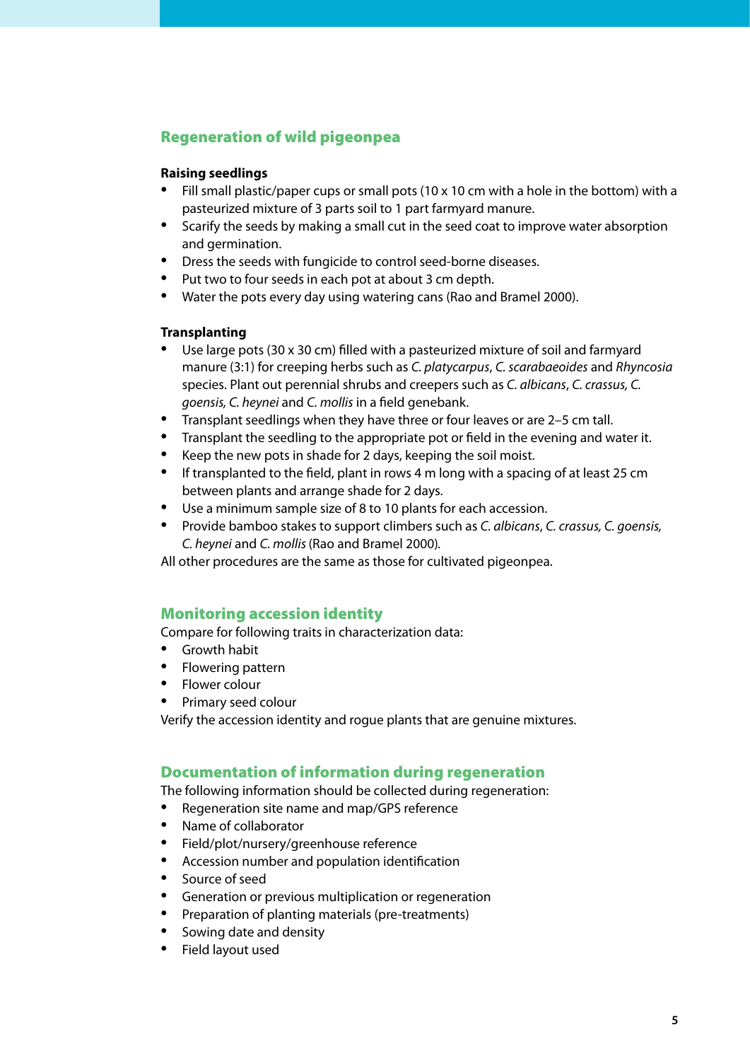## Regeneration of wild pigeonpea

**Raising seedlings**

- Fill small plastic/paper cups or small pots (10 x 10 cm with a hole in the bottom) with a pasteurized mixture of 3 parts soil to 1 part farmyard manure.
- Scarify the seeds by making a small cut in the seed coat to improve water absorption and germination.
- Dress the seeds with fungicide to control seed-borne diseases.
- Put two to four seeds in each pot at about 3 cm depth.
- Water the pots every day using watering cans (Rao and Bramel 2000).

**Transplanting**

- Use large pots (30 x 30 cm) filled with a pasteurized mixture of soil and farmyard manure (3:1) for creeping herbs such as *C. platycarpus*, *C. scarabaeoides* and *Rhyncosia* species. Plant out perennial shrubs and creepers such as *C. albicans*, *C. crassus, C. goensis, C. heynei* and *C. mollis* in a field genebank.
- Transplant seedlings when they have three or four leaves or are 2–5 cm tall.
- Transplant the seedling to the appropriate pot or field in the evening and water it.
- Keep the new pots in shade for 2 days, keeping the soil moist.
- If transplanted to the field, plant in rows 4 m long with a spacing of at least 25 cm between plants and arrange shade for 2 days.
- Use a minimum sample size of 8 to 10 plants for each accession.
- Provide bamboo stakes to support climbers such as *C. albicans*, *C. crassus, C. goensis, C. heynei* and *C. mollis* (Rao and Bramel 2000).

All other procedures are the same as those for cultivated pigeonpea.

## Monitoring accession identity

Compare for following traits in characterization data:

- Growth habit
- Flowering pattern
- Flower colour
- Primary seed colour

Verify the accession identity and rogue plants that are genuine mixtures.

## Documentation of information during regeneration

The following information should be collected during regeneration:

- Regeneration site name and map/GPS reference
- Name of collaborator
- Field/plot/nursery/greenhouse reference
- Accession number and population identification
- Source of seed
- Generation or previous multiplication or regeneration
- Preparation of planting materials (pre-treatments)
- Sowing date and density
- Field layout used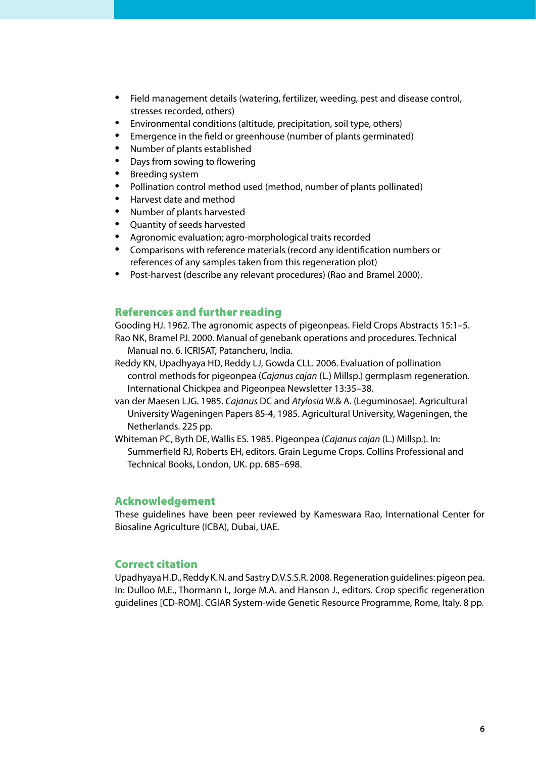- Field management details (watering, fertilizer, weeding, pest and disease control, stresses recorded, others)
- Environmental conditions (altitude, precipitation, soil type, others)
- Emergence in the field or greenhouse (number of plants germinated)
- Number of plants established
- Days from sowing to flowering
- Breeding system
- Pollination control method used (method, number of plants pollinated)
- Harvest date and method
- Number of plants harvested
- Quantity of seeds harvested
- Agronomic evaluation; agro-morphological traits recorded
- Comparisons with reference materials (record any identification numbers or references of any samples taken from this regeneration plot)
- Post-harvest (describe any relevant procedures) (Rao and Bramel 2000).

## References and further reading

Gooding HJ. 1962. The agronomic aspects of pigeonpeas. Field Crops Abstracts 15:1–5.

Rao NK, Bramel PJ. 2000. Manual of genebank operations and procedures. Technical Manual no. 6. ICRISAT, Patancheru, India.

Reddy KN, Upadhyaya HD, Reddy LJ, Gowda CLL. 2006. Evaluation of pollination control methods for pigeonpea (*Cajanus cajan* (L.) Millsp.) germplasm regeneration. International Chickpea and Pigeonpea Newsletter 13:35–38.

van der Maesen LJG. 1985. *Cajanus* DC and *Atylosia* W.& A. (Leguminosae). Agricultural University Wageningen Papers 85-4, 1985. Agricultural University, Wageningen, the Netherlands. 225 pp.

Whiteman PC, Byth DE, Wallis ES. 1985. Pigeonpea (*Cajanus cajan* (L.) Millsp.). In: Summerfield RJ, Roberts EH, editors. Grain Legume Crops. Collins Professional and Technical Books, London, UK. pp. 685–698.

## Acknowledgement

These guidelines have been peer reviewed by Kameswara Rao, International Center for Biosaline Agriculture (ICBA), Dubai, UAE.

## Correct citation

Upadhyaya H.D., Reddy K.N. and Sastry D.V.S.S.R. 2008. Regeneration guidelines: pigeon pea. In: Dulloo M.E., Thormann I., Jorge M.A. and Hanson J., editors. Crop specific regeneration guidelines [CD-ROM]. CGIAR System-wide Genetic Resource Programme, Rome, Italy. 8 pp.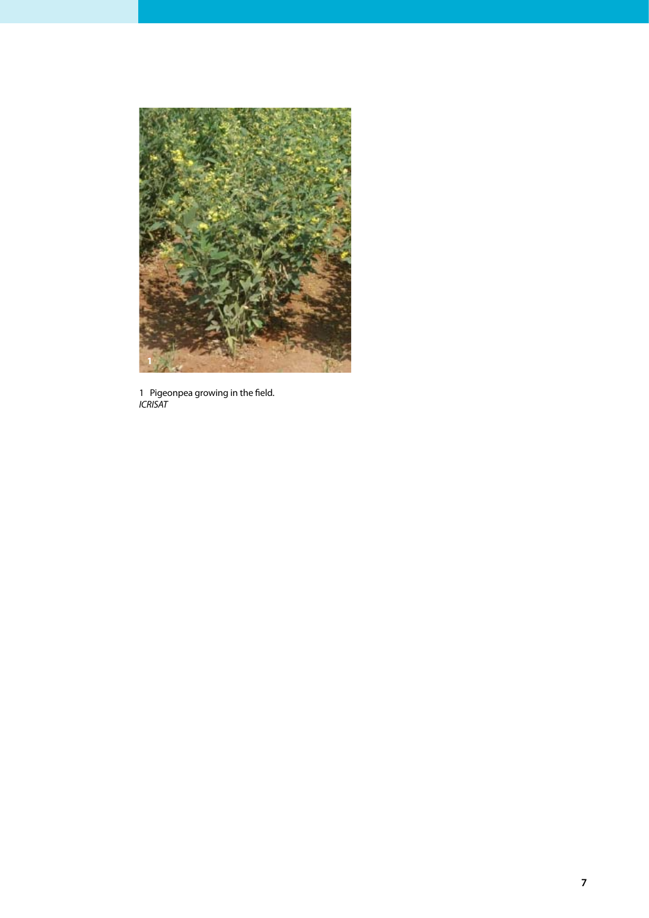1 Pigeonpea growing in the field.
*ICRISAT*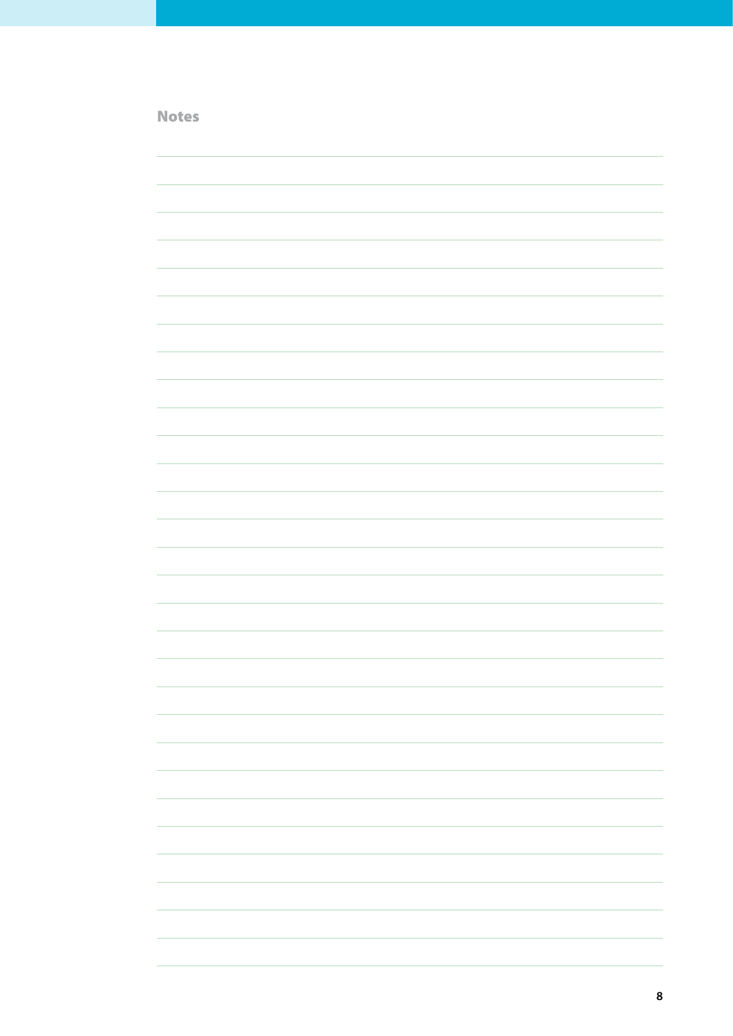## Notes